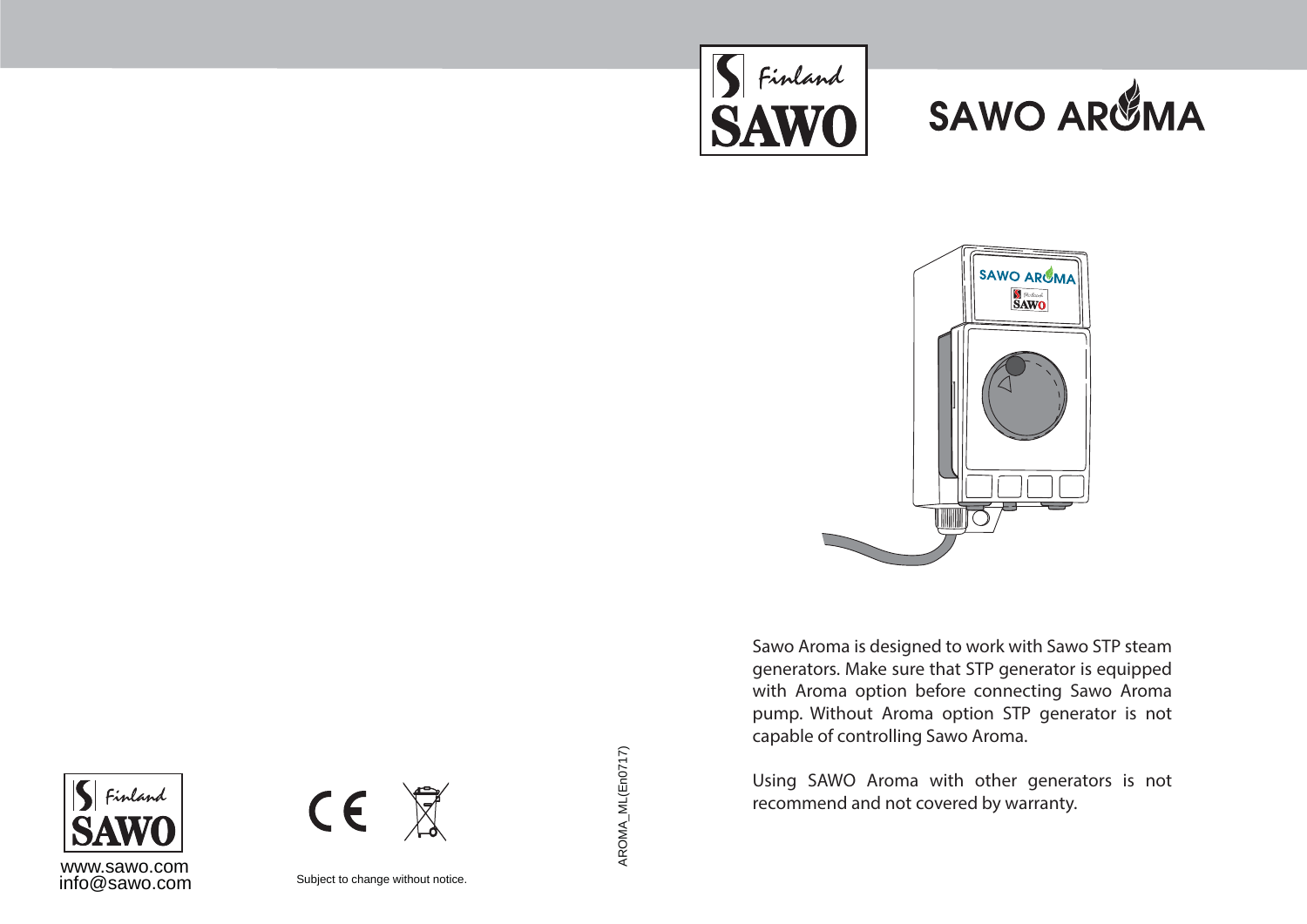# SAWO AROMA

Sawo Aroma is designed to work with Sawo STP steam generators. Make sure that STP generator is equipped with Aroma option before connecting Sawo Aroma pump. Without Aroma option STP generator is not capable of controlling Sawo Aroma.

Using SAWO Aroma with other generators is not recommend and not covered by warranty.

AROMA_ML(En0717)

www.sawo.com
info@sawo.com

Subject to change without notice.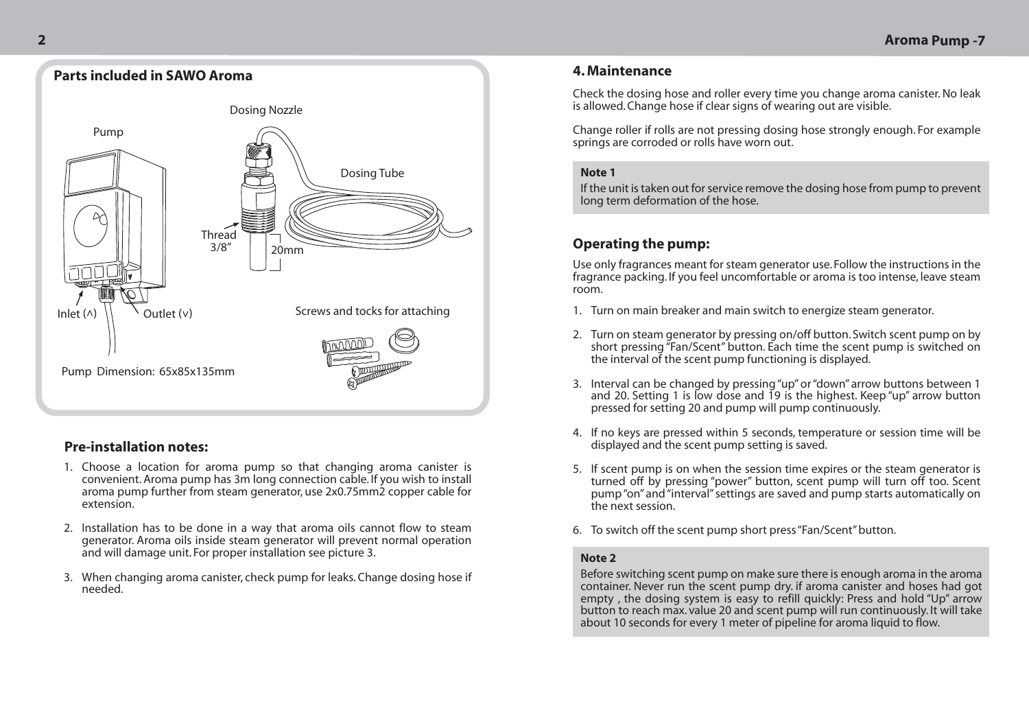## Parts included in SAWO Aroma

Pump

Dosing Nozzle

Dosing Tube

Thread 3/8″

20mm

Inlet (∧)

Outlet (∨)

Screws and tocks for attaching

Pump Dimension: 65x85x135mm

## Pre-installation notes:

1. Choose a location for aroma pump so that changing aroma canister is convenient. Aroma pump has 3m long connection cable. If you wish to install aroma pump further from steam generator, use 2x0.75mm2 copper cable for extension.
2. Installation has to be done in a way that aroma oils cannot flow to steam generator. Aroma oils inside steam generator will prevent normal operation and will damage unit. For proper installation see picture 3.
3. When changing aroma canister, check pump for leaks. Change dosing hose if needed.

## 4. Maintenance

Check the dosing hose and roller every time you change aroma canister. No leak is allowed. Change hose if clear signs of wearing out are visible.

Change roller if rolls are not pressing dosing hose strongly enough. For example springs are corroded or rolls have worn out.

**Note 1**

If the unit is taken out for service remove the dosing hose from pump to prevent long term deformation of the hose.

## Operating the pump:

Use only fragrances meant for steam generator use. Follow the instructions in the fragrance packing. If you feel uncomfortable or aroma is too intense, leave steam room.

1. Turn on main breaker and main switch to energize steam generator.
2. Turn on steam generator by pressing on/off button. Switch scent pump on by short pressing "Fan/Scent" button. Each time the scent pump is switched on the interval of the scent pump functioning is displayed.
3. Interval can be changed by pressing "up" or "down" arrow buttons between 1 and 20. Setting 1 is low dose and 19 is the highest. Keep "up" arrow button pressed for setting 20 and pump will pump continuously.
4. If no keys are pressed within 5 seconds, temperature or session time will be displayed and the scent pump setting is saved.
5. If scent pump is on when the session time expires or the steam generator is turned off by pressing "power" button, scent pump will turn off too. Scent pump "on" and "interval" settings are saved and pump starts automatically on the next session.
6. To switch off the scent pump short press "Fan/Scent" button.

**Note 2**

Before switching scent pump on make sure there is enough aroma in the aroma container. Never run the scent pump dry. if aroma canister and hoses had got empty , the dosing system is easy to refill quickly: Press and hold "Up" arrow button to reach max. value 20 and scent pump will run continuously. It will take about 10 seconds for every 1 meter of pipeline for aroma liquid to flow.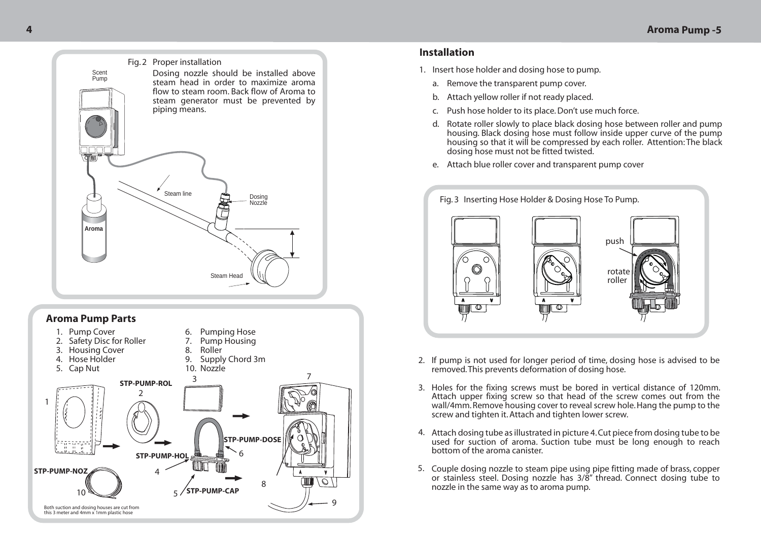Fig. 2 Proper installation

Dosing nozzle should be installed above steam head in order to maximize aroma flow to steam room. Back flow of Aroma to steam generator must be prevented by piping means.

Scent Pump

Steam line

Dosing Nozzle

Aroma

Steam Head

## Aroma Pump Parts

1. Pump Cover
2. Safety Disc for Roller
3. Housing Cover
4. Hose Holder
5. Cap Nut
6. Pumping Hose
7. Pump Housing
8. Roller
9. Supply Chord 3m
10. Nozzle

STP-PUMP-ROL

STP-PUMP-DOSE

STP-PUMP-HOL

STP-PUMP-NOZ

STP-PUMP-CAP

Both suction and dosing houses are cut from this 3 meter and 4mm x 1mm plastic hose

## Installation

1. Insert hose holder and dosing hose to pump.
   a. Remove the transparent pump cover.
   b. Attach yellow roller if not ready placed.
   c. Push hose holder to its place. Don't use much force.
   d. Rotate roller slowly to place black dosing hose between roller and pump housing. Black dosing hose must follow inside upper curve of the pump housing so that it will be compressed by each roller. Attention: The black dosing hose must not be fitted twisted.
   e. Attach blue roller cover and transparent pump cover

Fig. 3 Inserting Hose Holder & Dosing Hose To Pump.

push

rotate roller

2. If pump is not used for longer period of time, dosing hose is advised to be removed. This prevents deformation of dosing hose.

3. Holes for the fixing screws must be bored in vertical distance of 120mm. Attach upper fixing screw so that head of the screw comes out from the wall/4mm. Remove housing cover to reveal screw hole. Hang the pump to the screw and tighten it. Attach and tighten lower screw.

4. Attach dosing tube as illustrated in picture 4. Cut piece from dosing tube to be used for suction of aroma. Suction tube must be long enough to reach bottom of the aroma canister.

5. Couple dosing nozzle to steam pipe using pipe fitting made of brass, copper or stainless steel. Dosing nozzle has 3/8" thread. Connect dosing tube to nozzle in the same way as to aroma pump.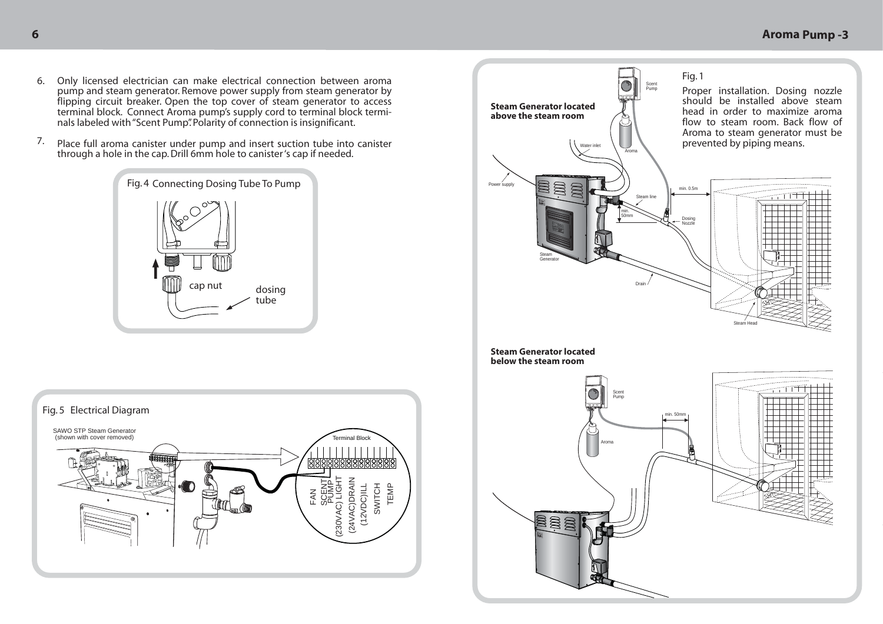6. Only licensed electrician can make electrical connection between aroma pump and steam generator. Remove power supply from steam generator by flipping circuit breaker. Open the top cover of steam generator to access terminal block. Connect Aroma pump's supply cord to terminal block terminals labeled with "Scent Pump". Polarity of connection is insignificant.

7. Place full aroma canister under pump and insert suction tube into canister through a hole in the cap. Drill 6mm hole to canister 's cap if needed.

Fig. 4 Connecting Dosing Tube To Pump

cap nut

dosing tube

Fig. 5 Electrical Diagram

SAWO STP Steam Generator
(shown with cover removed)

Terminal Block

FAN
SCENT PUMP
(230VAC) LIGHT
(24VAC)DRAIN
(12VDC)ILL
SWITCH
TEMP

Steam Generator located above the steam room

Fig. 1

Proper installation. Dosing nozzle should be installed above steam head in order to maximize aroma flow to steam room. Back flow of Aroma to steam generator must be prevented by piping means.

Scent Pump

Water inlet

Aroma

Power supply

Steam line

min. 0.5m

min. 50mm

Dosing Nozzle

Steam Generator

Drain

Steam Head

Steam Generator located below the steam room

Scent Pump

min. 50mm

Aroma